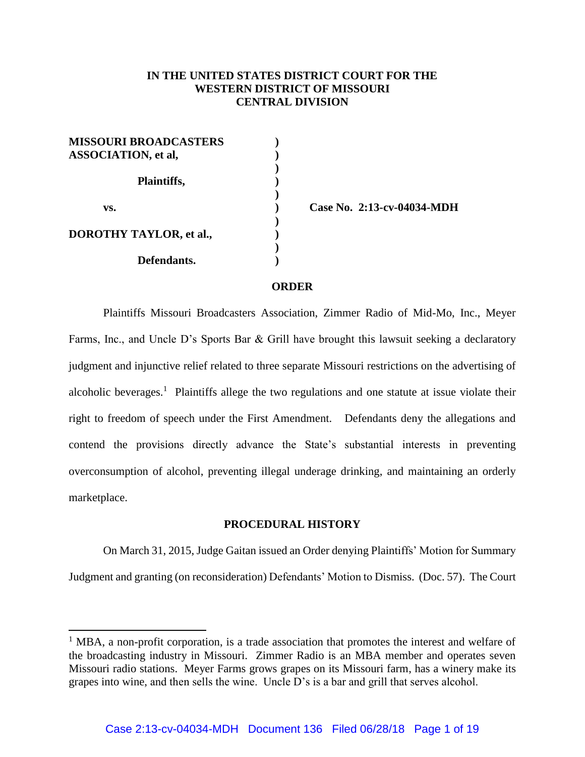**IN THE UNITED STATES DISTRICT COURT FOR THE WESTERN DISTRICT OF MISSOURI CENTRAL DIVISION**

| | | |
|---|---|---|
| **MISSOURI BROADCASTERS ASSOCIATION, et al,** | ) | |
| **Plaintiffs,** | ) | |
| **vs.** | ) | **Case No. 2:13-cv-04034-MDH** |
| **DOROTHY TAYLOR, et al.,** | ) | |
| **Defendants.** | ) | |

## ORDER

Plaintiffs Missouri Broadcasters Association, Zimmer Radio of Mid-Mo, Inc., Meyer Farms, Inc., and Uncle D's Sports Bar & Grill have brought this lawsuit seeking a declaratory judgment and injunctive relief related to three separate Missouri restrictions on the advertising of alcoholic beverages.[1] Plaintiffs allege the two regulations and one statute at issue violate their right to freedom of speech under the First Amendment. Defendants deny the allegations and contend the provisions directly advance the State's substantial interests in preventing overconsumption of alcohol, preventing illegal underage drinking, and maintaining an orderly marketplace.

## PROCEDURAL HISTORY

On March 31, 2015, Judge Gaitan issued an Order denying Plaintiffs' Motion for Summary Judgment and granting (on reconsideration) Defendants' Motion to Dismiss. (Doc. 57). The Court

[1] MBA, a non-profit corporation, is a trade association that promotes the interest and welfare of the broadcasting industry in Missouri. Zimmer Radio is an MBA member and operates seven Missouri radio stations. Meyer Farms grows grapes on its Missouri farm, has a winery make its grapes into wine, and then sells the wine. Uncle D's is a bar and grill that serves alcohol.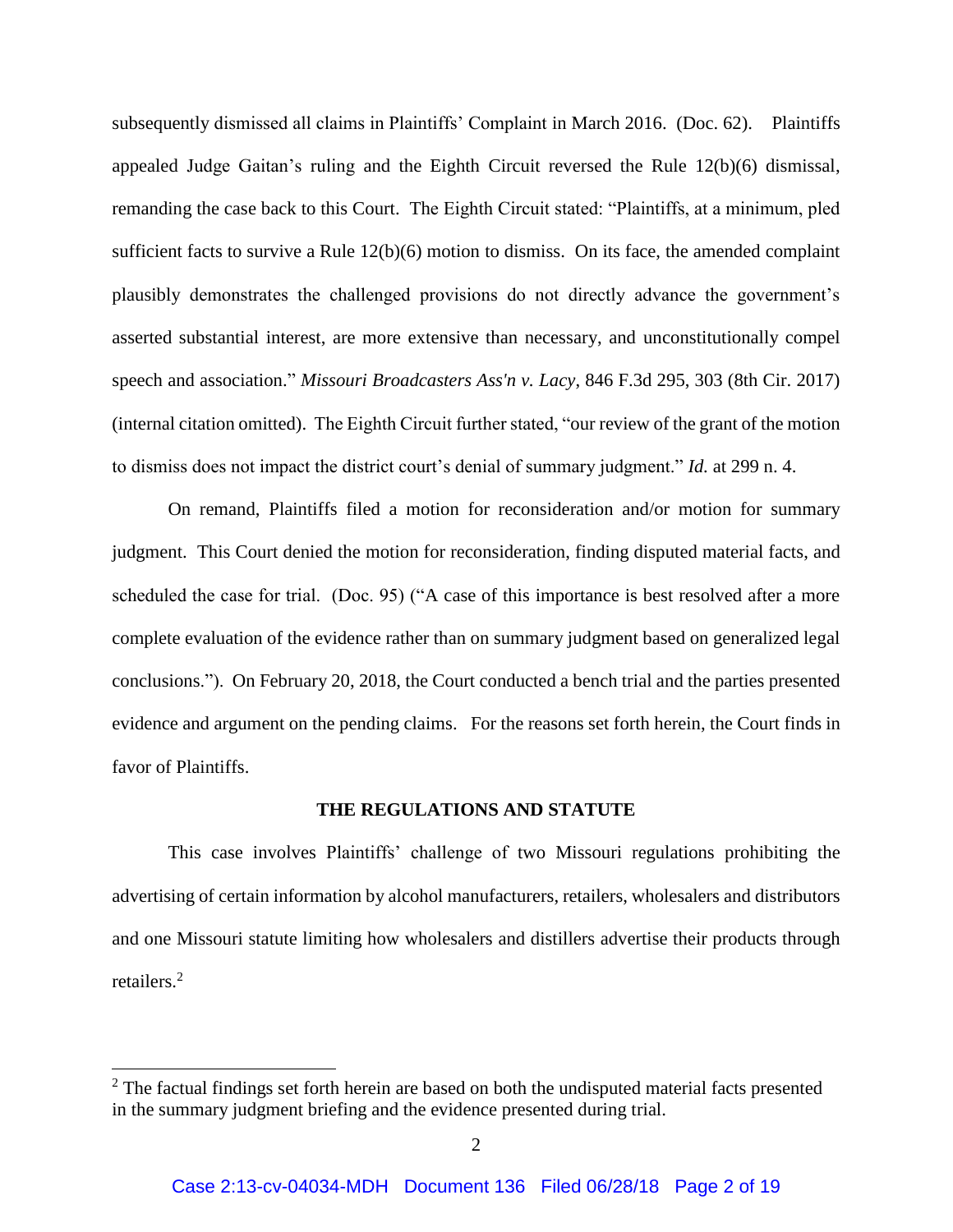subsequently dismissed all claims in Plaintiffs' Complaint in March 2016. (Doc. 62). Plaintiffs appealed Judge Gaitan's ruling and the Eighth Circuit reversed the Rule 12(b)(6) dismissal, remanding the case back to this Court. The Eighth Circuit stated: "Plaintiffs, at a minimum, pled sufficient facts to survive a Rule 12(b)(6) motion to dismiss. On its face, the amended complaint plausibly demonstrates the challenged provisions do not directly advance the government's asserted substantial interest, are more extensive than necessary, and unconstitutionally compel speech and association." *Missouri Broadcasters Ass'n v. Lacy*, 846 F.3d 295, 303 (8th Cir. 2017) (internal citation omitted). The Eighth Circuit further stated, "our review of the grant of the motion to dismiss does not impact the district court's denial of summary judgment." *Id.* at 299 n. 4.

On remand, Plaintiffs filed a motion for reconsideration and/or motion for summary judgment. This Court denied the motion for reconsideration, finding disputed material facts, and scheduled the case for trial. (Doc. 95) ("A case of this importance is best resolved after a more complete evaluation of the evidence rather than on summary judgment based on generalized legal conclusions."). On February 20, 2018, the Court conducted a bench trial and the parties presented evidence and argument on the pending claims. For the reasons set forth herein, the Court finds in favor of Plaintiffs.

## THE REGULATIONS AND STATUTE

This case involves Plaintiffs' challenge of two Missouri regulations prohibiting the advertising of certain information by alcohol manufacturers, retailers, wholesalers and distributors and one Missouri statute limiting how wholesalers and distillers advertise their products through retailers.[2]

[2] The factual findings set forth herein are based on both the undisputed material facts presented in the summary judgment briefing and the evidence presented during trial.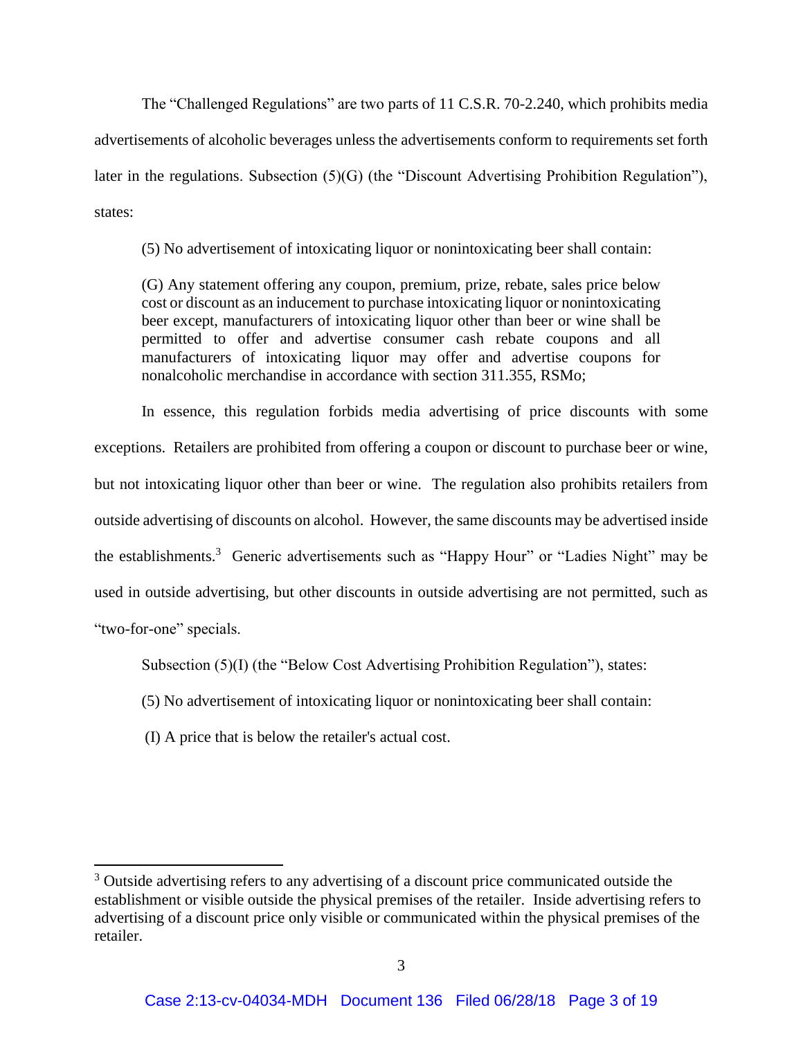The "Challenged Regulations" are two parts of 11 C.S.R. 70-2.240, which prohibits media advertisements of alcoholic beverages unless the advertisements conform to requirements set forth later in the regulations. Subsection (5)(G) (the "Discount Advertising Prohibition Regulation"), states:

> (5) No advertisement of intoxicating liquor or nonintoxicating beer shall contain:
>
> (G) Any statement offering any coupon, premium, prize, rebate, sales price below cost or discount as an inducement to purchase intoxicating liquor or nonintoxicating beer except, manufacturers of intoxicating liquor other than beer or wine shall be permitted to offer and advertise consumer cash rebate coupons and all manufacturers of intoxicating liquor may offer and advertise coupons for nonalcoholic merchandise in accordance with section 311.355, RSMo;

In essence, this regulation forbids media advertising of price discounts with some exceptions. Retailers are prohibited from offering a coupon or discount to purchase beer or wine, but not intoxicating liquor other than beer or wine. The regulation also prohibits retailers from outside advertising of discounts on alcohol. However, the same discounts may be advertised inside the establishments.[3] Generic advertisements such as "Happy Hour" or "Ladies Night" may be used in outside advertising, but other discounts in outside advertising are not permitted, such as "two-for-one" specials.

Subsection (5)(I) (the "Below Cost Advertising Prohibition Regulation"), states:

> (5) No advertisement of intoxicating liquor or nonintoxicating beer shall contain:
>
> (I) A price that is below the retailer's actual cost.

---

[3] Outside advertising refers to any advertising of a discount price communicated outside the establishment or visible outside the physical premises of the retailer. Inside advertising refers to advertising of a discount price only visible or communicated within the physical premises of the retailer.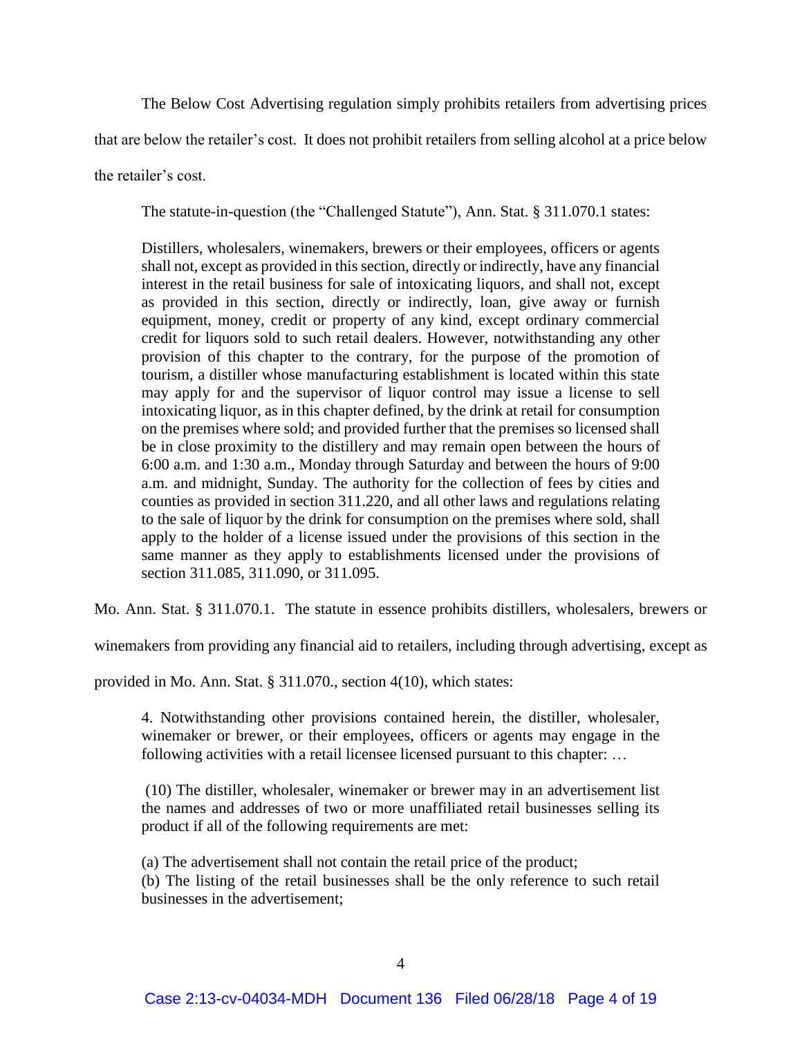The Below Cost Advertising regulation simply prohibits retailers from advertising prices that are below the retailer's cost. It does not prohibit retailers from selling alcohol at a price below the retailer's cost.

The statute-in-question (the "Challenged Statute"), Ann. Stat. § 311.070.1 states:

> Distillers, wholesalers, winemakers, brewers or their employees, officers or agents shall not, except as provided in this section, directly or indirectly, have any financial interest in the retail business for sale of intoxicating liquors, and shall not, except as provided in this section, directly or indirectly, loan, give away or furnish equipment, money, credit or property of any kind, except ordinary commercial credit for liquors sold to such retail dealers. However, notwithstanding any other provision of this chapter to the contrary, for the purpose of the promotion of tourism, a distiller whose manufacturing establishment is located within this state may apply for and the supervisor of liquor control may issue a license to sell intoxicating liquor, as in this chapter defined, by the drink at retail for consumption on the premises where sold; and provided further that the premises so licensed shall be in close proximity to the distillery and may remain open between the hours of 6:00 a.m. and 1:30 a.m., Monday through Saturday and between the hours of 9:00 a.m. and midnight, Sunday. The authority for the collection of fees by cities and counties as provided in section 311.220, and all other laws and regulations relating to the sale of liquor by the drink for consumption on the premises where sold, shall apply to the holder of a license issued under the provisions of this section in the same manner as they apply to establishments licensed under the provisions of section 311.085, 311.090, or 311.095.

Mo. Ann. Stat. § 311.070.1. The statute in essence prohibits distillers, wholesalers, brewers or winemakers from providing any financial aid to retailers, including through advertising, except as provided in Mo. Ann. Stat. § 311.070., section 4(10), which states:

> 4. Notwithstanding other provisions contained herein, the distiller, wholesaler, winemaker or brewer, or their employees, officers or agents may engage in the following activities with a retail licensee licensed pursuant to this chapter: …
>
> (10) The distiller, wholesaler, winemaker or brewer may in an advertisement list the names and addresses of two or more unaffiliated retail businesses selling its product if all of the following requirements are met:
>
> (a) The advertisement shall not contain the retail price of the product;
> (b) The listing of the retail businesses shall be the only reference to such retail businesses in the advertisement;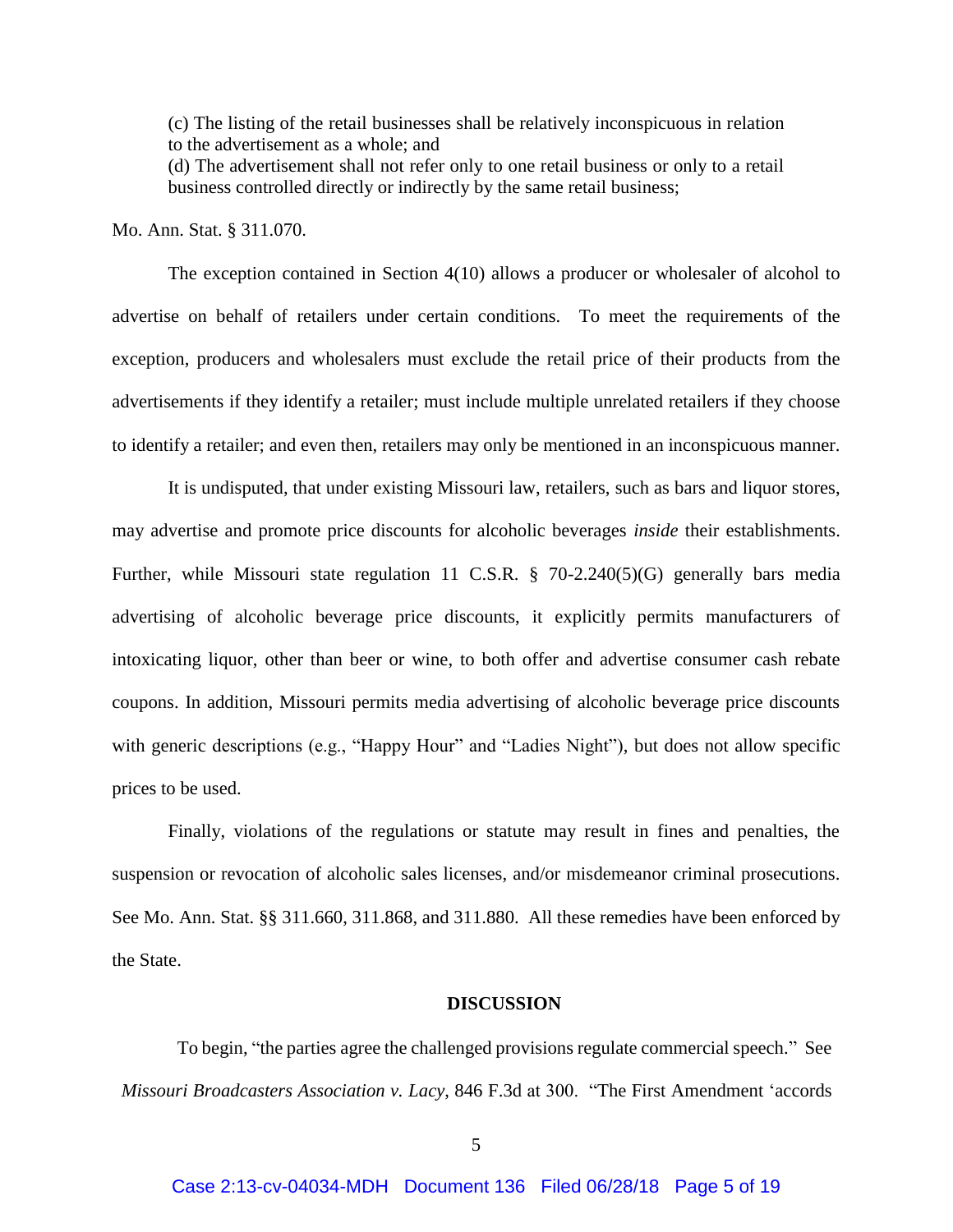(c) The listing of the retail businesses shall be relatively inconspicuous in relation to the advertisement as a whole; and
(d) The advertisement shall not refer only to one retail business or only to a retail business controlled directly or indirectly by the same retail business;

Mo. Ann. Stat. § 311.070.

The exception contained in Section 4(10) allows a producer or wholesaler of alcohol to advertise on behalf of retailers under certain conditions. To meet the requirements of the exception, producers and wholesalers must exclude the retail price of their products from the advertisements if they identify a retailer; must include multiple unrelated retailers if they choose to identify a retailer; and even then, retailers may only be mentioned in an inconspicuous manner.

It is undisputed, that under existing Missouri law, retailers, such as bars and liquor stores, may advertise and promote price discounts for alcoholic beverages *inside* their establishments. Further, while Missouri state regulation 11 C.S.R. § 70-2.240(5)(G) generally bars media advertising of alcoholic beverage price discounts, it explicitly permits manufacturers of intoxicating liquor, other than beer or wine, to both offer and advertise consumer cash rebate coupons. In addition, Missouri permits media advertising of alcoholic beverage price discounts with generic descriptions (e.g., "Happy Hour" and "Ladies Night"), but does not allow specific prices to be used.

Finally, violations of the regulations or statute may result in fines and penalties, the suspension or revocation of alcoholic sales licenses, and/or misdemeanor criminal prosecutions. See Mo. Ann. Stat. §§ 311.660, 311.868, and 311.880. All these remedies have been enforced by the State.

## DISCUSSION

To begin, "the parties agree the challenged provisions regulate commercial speech." See *Missouri Broadcasters Association v. Lacy*, 846 F.3d at 300. "The First Amendment 'accords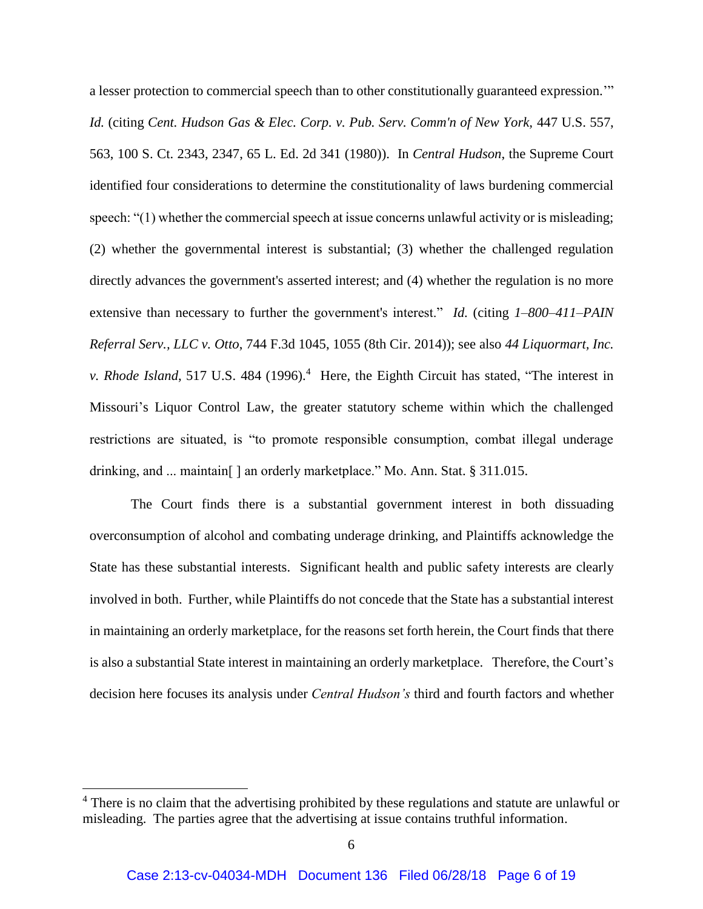a lesser protection to commercial speech than to other constitutionally guaranteed expression.'" *Id.* (citing *Cent. Hudson Gas & Elec. Corp. v. Pub. Serv. Comm'n of New York,* 447 U.S. 557, 563, 100 S. Ct. 2343, 2347, 65 L. Ed. 2d 341 (1980)). In *Central Hudson*, the Supreme Court identified four considerations to determine the constitutionality of laws burdening commercial speech: "(1) whether the commercial speech at issue concerns unlawful activity or is misleading; (2) whether the governmental interest is substantial; (3) whether the challenged regulation directly advances the government's asserted interest; and (4) whether the regulation is no more extensive than necessary to further the government's interest." *Id.* (citing *1–800–411–PAIN Referral Serv., LLC v. Otto*, 744 F.3d 1045, 1055 (8th Cir. 2014)); see also *44 Liquormart, Inc. v. Rhode Island*, 517 U.S. 484 (1996).[4] Here, the Eighth Circuit has stated, "The interest in Missouri's Liquor Control Law, the greater statutory scheme within which the challenged restrictions are situated, is "to promote responsible consumption, combat illegal underage drinking, and ... maintain[ ] an orderly marketplace." Mo. Ann. Stat. § 311.015.

The Court finds there is a substantial government interest in both dissuading overconsumption of alcohol and combating underage drinking, and Plaintiffs acknowledge the State has these substantial interests. Significant health and public safety interests are clearly involved in both. Further, while Plaintiffs do not concede that the State has a substantial interest in maintaining an orderly marketplace, for the reasons set forth herein, the Court finds that there is also a substantial State interest in maintaining an orderly marketplace. Therefore, the Court's decision here focuses its analysis under *Central Hudson's* third and fourth factors and whether

[4] There is no claim that the advertising prohibited by these regulations and statute are unlawful or misleading. The parties agree that the advertising at issue contains truthful information.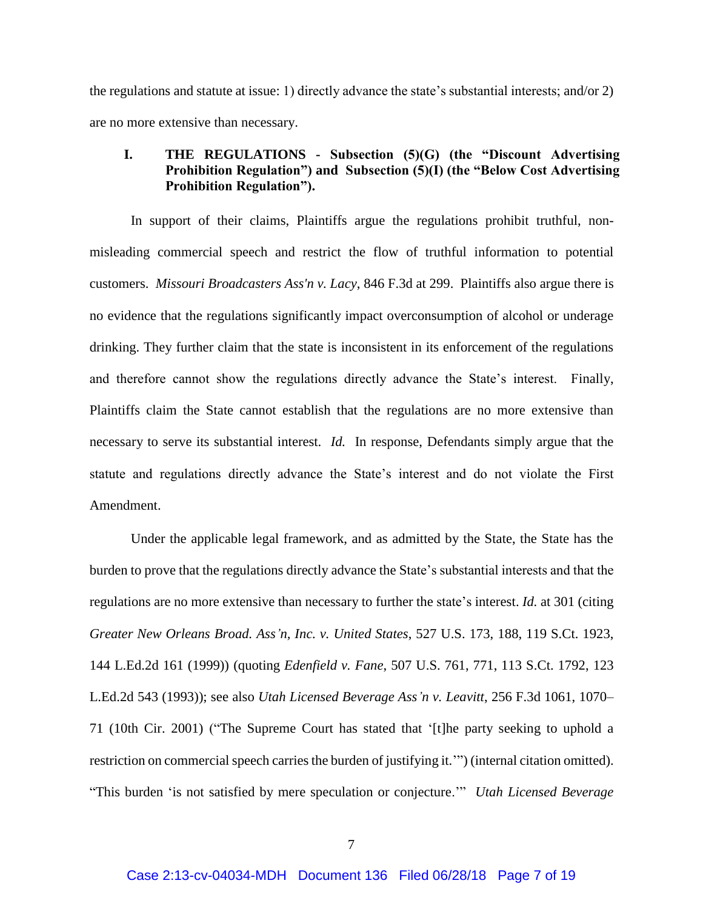the regulations and statute at issue: 1) directly advance the state's substantial interests; and/or 2) are no more extensive than necessary.

## I. THE REGULATIONS - Subsection (5)(G) (the "Discount Advertising Prohibition Regulation") and Subsection (5)(I) (the "Below Cost Advertising Prohibition Regulation").

In support of their claims, Plaintiffs argue the regulations prohibit truthful, non-misleading commercial speech and restrict the flow of truthful information to potential customers. *Missouri Broadcasters Ass'n v. Lacy*, 846 F.3d at 299. Plaintiffs also argue there is no evidence that the regulations significantly impact overconsumption of alcohol or underage drinking. They further claim that the state is inconsistent in its enforcement of the regulations and therefore cannot show the regulations directly advance the State's interest. Finally, Plaintiffs claim the State cannot establish that the regulations are no more extensive than necessary to serve its substantial interest. *Id.* In response, Defendants simply argue that the statute and regulations directly advance the State's interest and do not violate the First Amendment.

Under the applicable legal framework, and as admitted by the State, the State has the burden to prove that the regulations directly advance the State's substantial interests and that the regulations are no more extensive than necessary to further the state's interest. *Id.* at 301 (citing *Greater New Orleans Broad. Ass'n, Inc. v. United States*, 527 U.S. 173, 188, 119 S.Ct. 1923, 144 L.Ed.2d 161 (1999)) (quoting *Edenfield v. Fane*, 507 U.S. 761, 771, 113 S.Ct. 1792, 123 L.Ed.2d 543 (1993)); see also *Utah Licensed Beverage Ass'n v. Leavitt*, 256 F.3d 1061, 1070–71 (10th Cir. 2001) ("The Supreme Court has stated that '[t]he party seeking to uphold a restriction on commercial speech carries the burden of justifying it.'") (internal citation omitted). "This burden 'is not satisfied by mere speculation or conjecture.'" *Utah Licensed Beverage*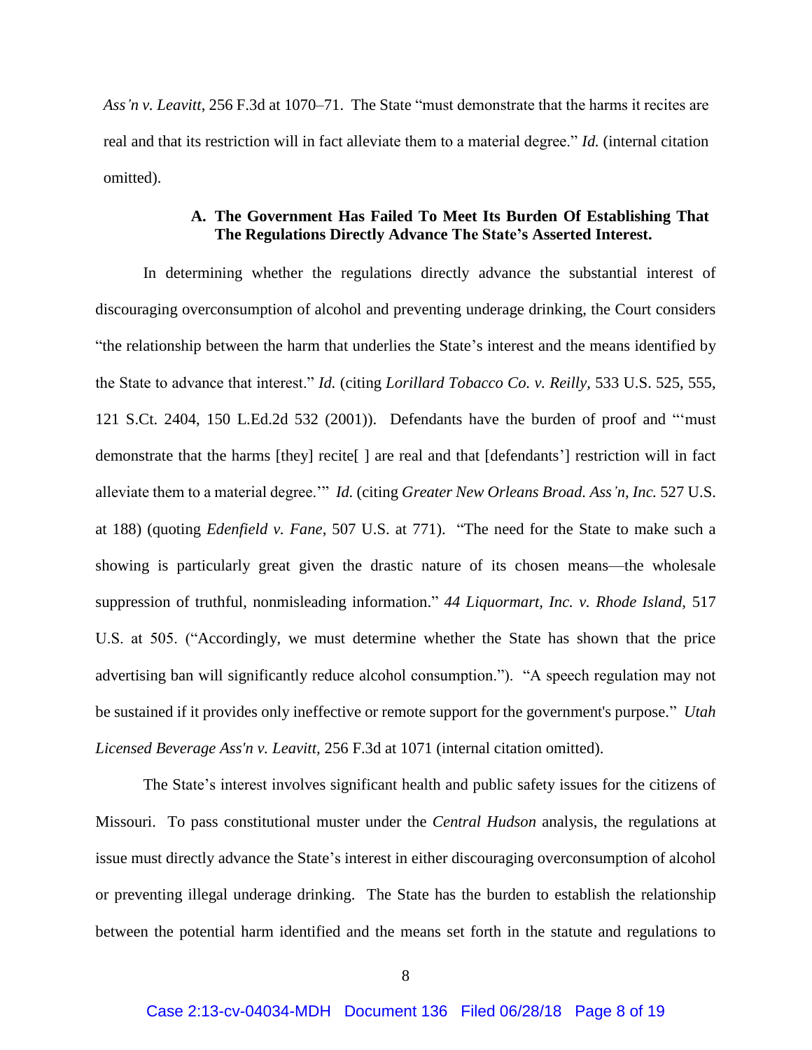*Ass'n v. Leavitt*, 256 F.3d at 1070–71. The State "must demonstrate that the harms it recites are real and that its restriction will in fact alleviate them to a material degree." *Id.* (internal citation omitted).

### A. The Government Has Failed To Meet Its Burden Of Establishing That The Regulations Directly Advance The State's Asserted Interest.

In determining whether the regulations directly advance the substantial interest of discouraging overconsumption of alcohol and preventing underage drinking, the Court considers "the relationship between the harm that underlies the State's interest and the means identified by the State to advance that interest." *Id.* (citing *Lorillard Tobacco Co. v. Reilly*, 533 U.S. 525, 555, 121 S.Ct. 2404, 150 L.Ed.2d 532 (2001)). Defendants have the burden of proof and "'must demonstrate that the harms [they] recite[ ] are real and that [defendants'] restriction will in fact alleviate them to a material degree.'" *Id.* (citing *Greater New Orleans Broad. Ass'n, Inc.* 527 U.S. at 188) (quoting *Edenfield v. Fane*, 507 U.S. at 771). "The need for the State to make such a showing is particularly great given the drastic nature of its chosen means—the wholesale suppression of truthful, nonmisleading information." *44 Liquormart, Inc. v. Rhode Island*, 517 U.S. at 505. ("Accordingly, we must determine whether the State has shown that the price advertising ban will significantly reduce alcohol consumption."). "A speech regulation may not be sustained if it provides only ineffective or remote support for the government's purpose." *Utah Licensed Beverage Ass'n v. Leavitt*, 256 F.3d at 1071 (internal citation omitted).

The State's interest involves significant health and public safety issues for the citizens of Missouri. To pass constitutional muster under the *Central Hudson* analysis, the regulations at issue must directly advance the State's interest in either discouraging overconsumption of alcohol or preventing illegal underage drinking. The State has the burden to establish the relationship between the potential harm identified and the means set forth in the statute and regulations to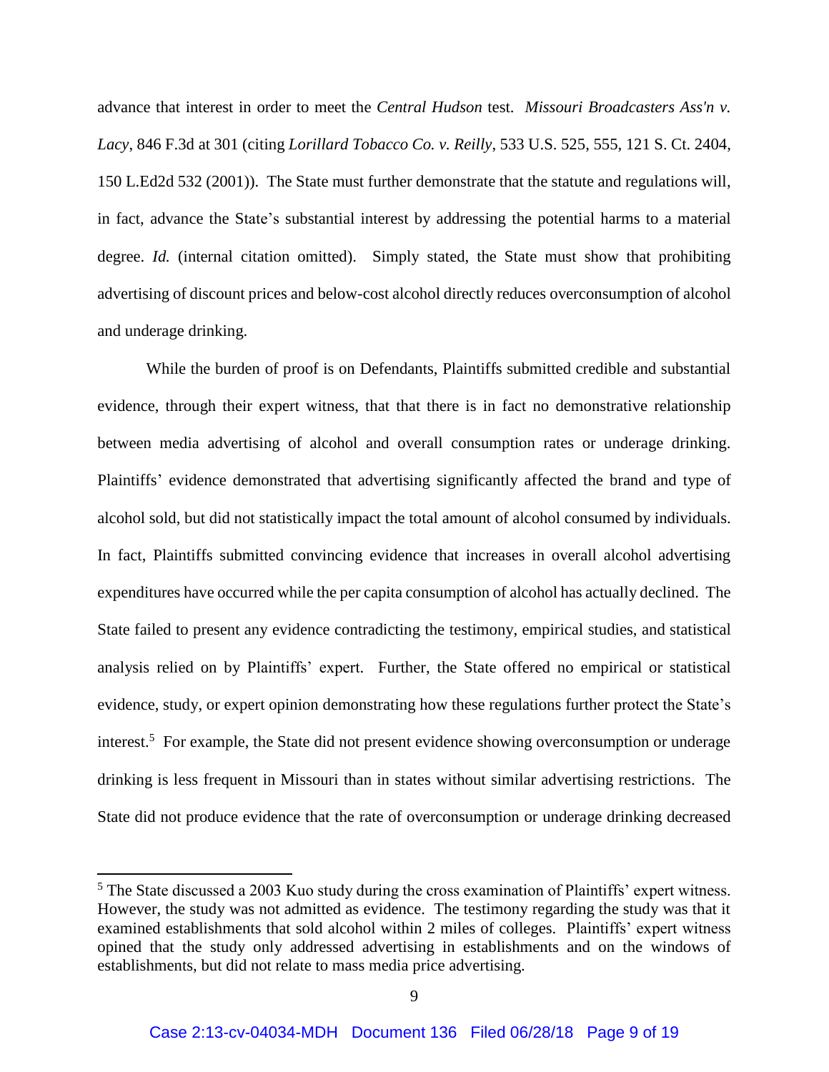advance that interest in order to meet the *Central Hudson* test. *Missouri Broadcasters Ass'n v. Lacy*, 846 F.3d at 301 (citing *Lorillard Tobacco Co. v. Reilly*, 533 U.S. 525, 555, 121 S. Ct. 2404, 150 L.Ed2d 532 (2001)). The State must further demonstrate that the statute and regulations will, in fact, advance the State's substantial interest by addressing the potential harms to a material degree. *Id.* (internal citation omitted). Simply stated, the State must show that prohibiting advertising of discount prices and below-cost alcohol directly reduces overconsumption of alcohol and underage drinking.

While the burden of proof is on Defendants, Plaintiffs submitted credible and substantial evidence, through their expert witness, that that there is in fact no demonstrative relationship between media advertising of alcohol and overall consumption rates or underage drinking. Plaintiffs' evidence demonstrated that advertising significantly affected the brand and type of alcohol sold, but did not statistically impact the total amount of alcohol consumed by individuals. In fact, Plaintiffs submitted convincing evidence that increases in overall alcohol advertising expenditures have occurred while the per capita consumption of alcohol has actually declined. The State failed to present any evidence contradicting the testimony, empirical studies, and statistical analysis relied on by Plaintiffs' expert. Further, the State offered no empirical or statistical evidence, study, or expert opinion demonstrating how these regulations further protect the State's interest.[5] For example, the State did not present evidence showing overconsumption or underage drinking is less frequent in Missouri than in states without similar advertising restrictions. The State did not produce evidence that the rate of overconsumption or underage drinking decreased

---

[5] The State discussed a 2003 Kuo study during the cross examination of Plaintiffs' expert witness. However, the study was not admitted as evidence. The testimony regarding the study was that it examined establishments that sold alcohol within 2 miles of colleges. Plaintiffs' expert witness opined that the study only addressed advertising in establishments and on the windows of establishments, but did not relate to mass media price advertising.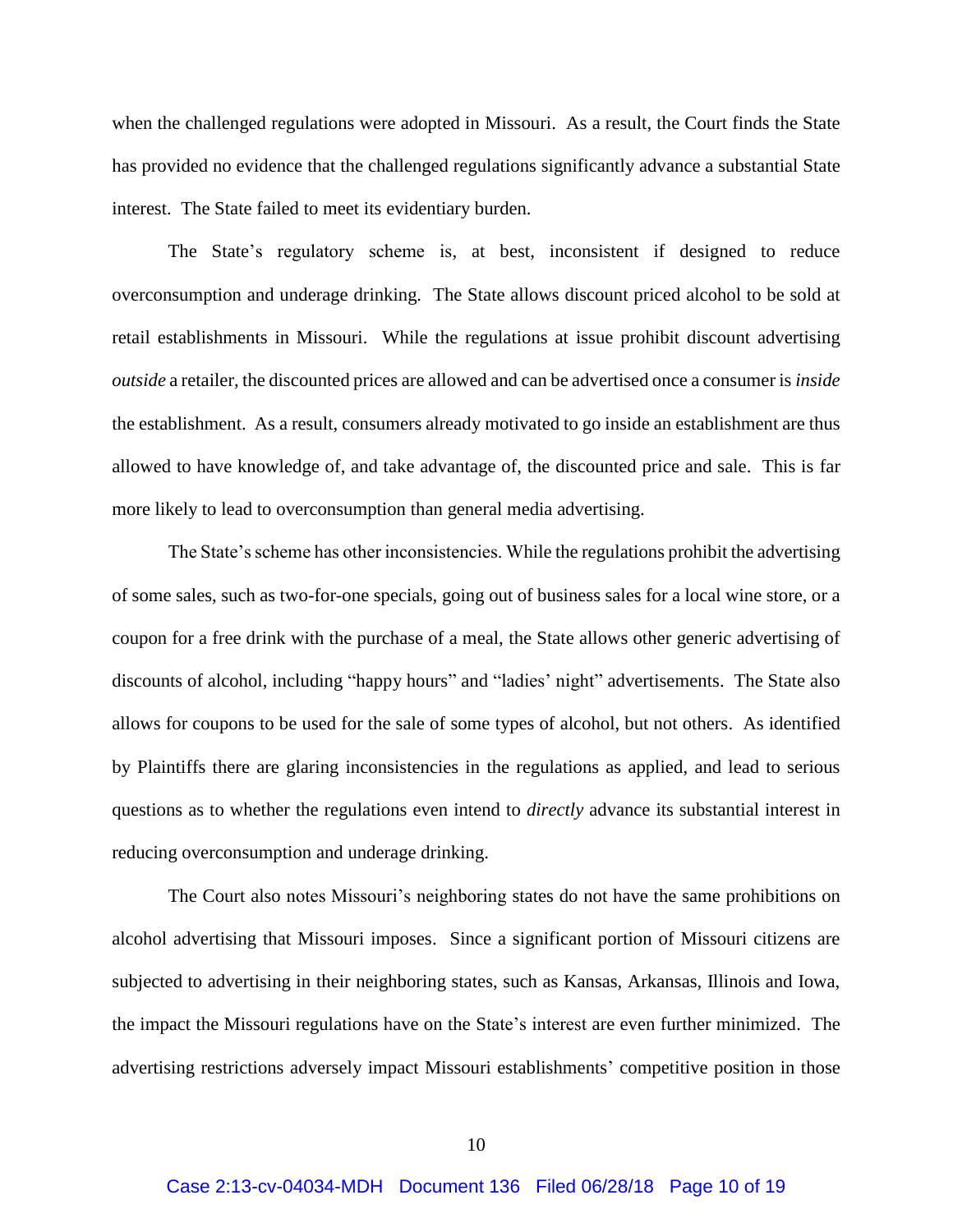when the challenged regulations were adopted in Missouri. As a result, the Court finds the State has provided no evidence that the challenged regulations significantly advance a substantial State interest. The State failed to meet its evidentiary burden.

The State's regulatory scheme is, at best, inconsistent if designed to reduce overconsumption and underage drinking. The State allows discount priced alcohol to be sold at retail establishments in Missouri. While the regulations at issue prohibit discount advertising *outside* a retailer, the discounted prices are allowed and can be advertised once a consumer is *inside* the establishment. As a result, consumers already motivated to go inside an establishment are thus allowed to have knowledge of, and take advantage of, the discounted price and sale. This is far more likely to lead to overconsumption than general media advertising.

The State's scheme has other inconsistencies. While the regulations prohibit the advertising of some sales, such as two-for-one specials, going out of business sales for a local wine store, or a coupon for a free drink with the purchase of a meal, the State allows other generic advertising of discounts of alcohol, including "happy hours" and "ladies' night" advertisements. The State also allows for coupons to be used for the sale of some types of alcohol, but not others. As identified by Plaintiffs there are glaring inconsistencies in the regulations as applied, and lead to serious questions as to whether the regulations even intend to *directly* advance its substantial interest in reducing overconsumption and underage drinking.

The Court also notes Missouri's neighboring states do not have the same prohibitions on alcohol advertising that Missouri imposes. Since a significant portion of Missouri citizens are subjected to advertising in their neighboring states, such as Kansas, Arkansas, Illinois and Iowa, the impact the Missouri regulations have on the State's interest are even further minimized. The advertising restrictions adversely impact Missouri establishments' competitive position in those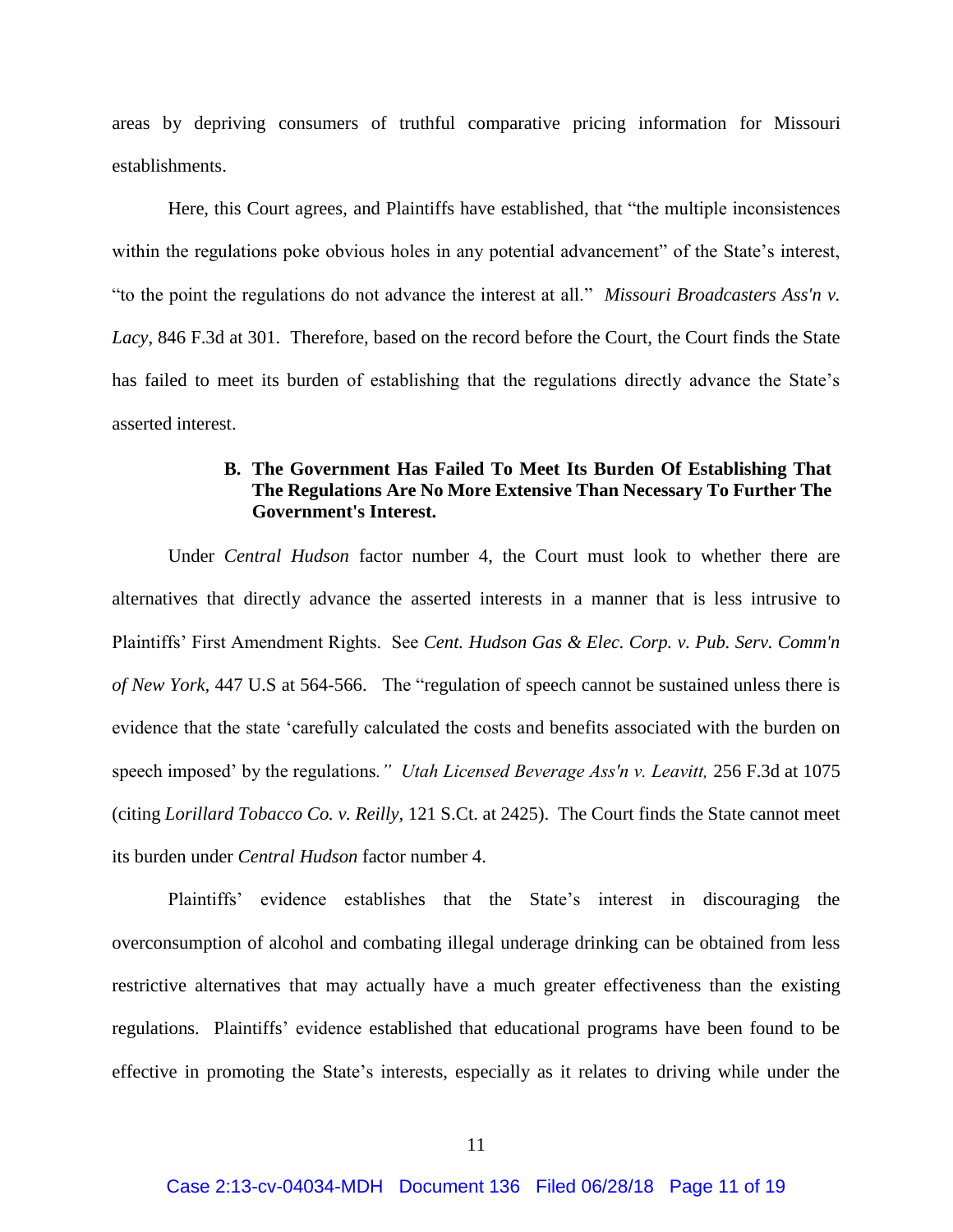areas by depriving consumers of truthful comparative pricing information for Missouri establishments.

Here, this Court agrees, and Plaintiffs have established, that "the multiple inconsistences within the regulations poke obvious holes in any potential advancement" of the State's interest, "to the point the regulations do not advance the interest at all." *Missouri Broadcasters Ass'n v. Lacy*, 846 F.3d at 301. Therefore, based on the record before the Court, the Court finds the State has failed to meet its burden of establishing that the regulations directly advance the State's asserted interest.

### B. The Government Has Failed To Meet Its Burden Of Establishing That The Regulations Are No More Extensive Than Necessary To Further The Government's Interest.

Under *Central Hudson* factor number 4, the Court must look to whether there are alternatives that directly advance the asserted interests in a manner that is less intrusive to Plaintiffs' First Amendment Rights. See *Cent. Hudson Gas & Elec. Corp. v. Pub. Serv. Comm'n of New York*, 447 U.S at 564-566. The "regulation of speech cannot be sustained unless there is evidence that the state 'carefully calculated the costs and benefits associated with the burden on speech imposed' by the regulations*." Utah Licensed Beverage Ass'n v. Leavitt,* 256 F.3d at 1075 (citing *Lorillard Tobacco Co. v. Reilly*, 121 S.Ct. at 2425). The Court finds the State cannot meet its burden under *Central Hudson* factor number 4.

Plaintiffs' evidence establishes that the State's interest in discouraging the overconsumption of alcohol and combating illegal underage drinking can be obtained from less restrictive alternatives that may actually have a much greater effectiveness than the existing regulations. Plaintiffs' evidence established that educational programs have been found to be effective in promoting the State's interests, especially as it relates to driving while under the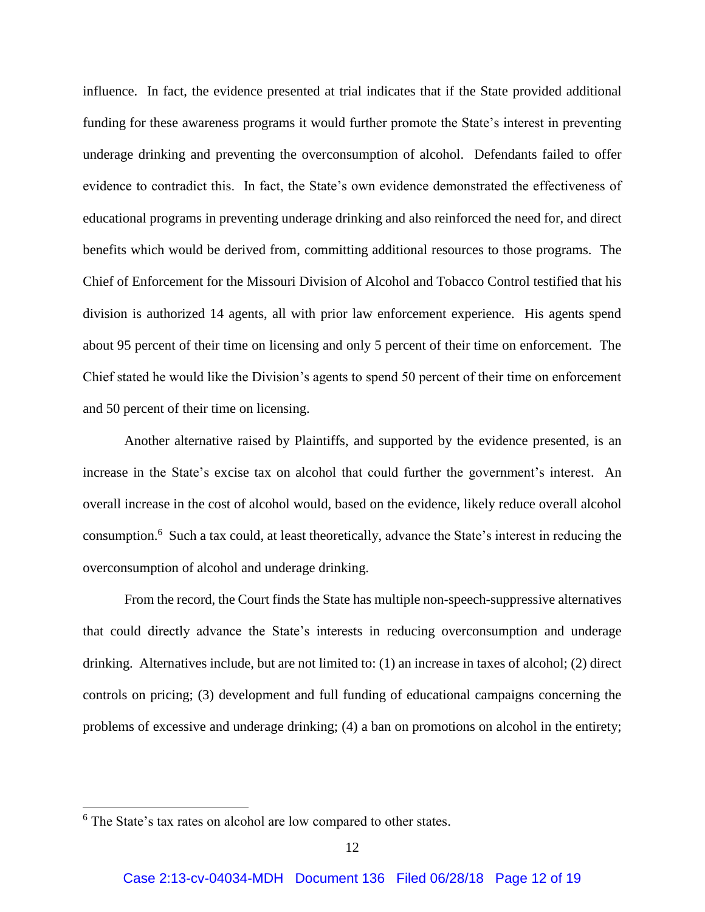influence. In fact, the evidence presented at trial indicates that if the State provided additional funding for these awareness programs it would further promote the State's interest in preventing underage drinking and preventing the overconsumption of alcohol. Defendants failed to offer evidence to contradict this. In fact, the State's own evidence demonstrated the effectiveness of educational programs in preventing underage drinking and also reinforced the need for, and direct benefits which would be derived from, committing additional resources to those programs. The Chief of Enforcement for the Missouri Division of Alcohol and Tobacco Control testified that his division is authorized 14 agents, all with prior law enforcement experience. His agents spend about 95 percent of their time on licensing and only 5 percent of their time on enforcement. The Chief stated he would like the Division's agents to spend 50 percent of their time on enforcement and 50 percent of their time on licensing.

Another alternative raised by Plaintiffs, and supported by the evidence presented, is an increase in the State's excise tax on alcohol that could further the government's interest. An overall increase in the cost of alcohol would, based on the evidence, likely reduce overall alcohol consumption.[6] Such a tax could, at least theoretically, advance the State's interest in reducing the overconsumption of alcohol and underage drinking.

From the record, the Court finds the State has multiple non-speech-suppressive alternatives that could directly advance the State's interests in reducing overconsumption and underage drinking. Alternatives include, but are not limited to: (1) an increase in taxes of alcohol; (2) direct controls on pricing; (3) development and full funding of educational campaigns concerning the problems of excessive and underage drinking; (4) a ban on promotions on alcohol in the entirety;

---

[6] The State's tax rates on alcohol are low compared to other states.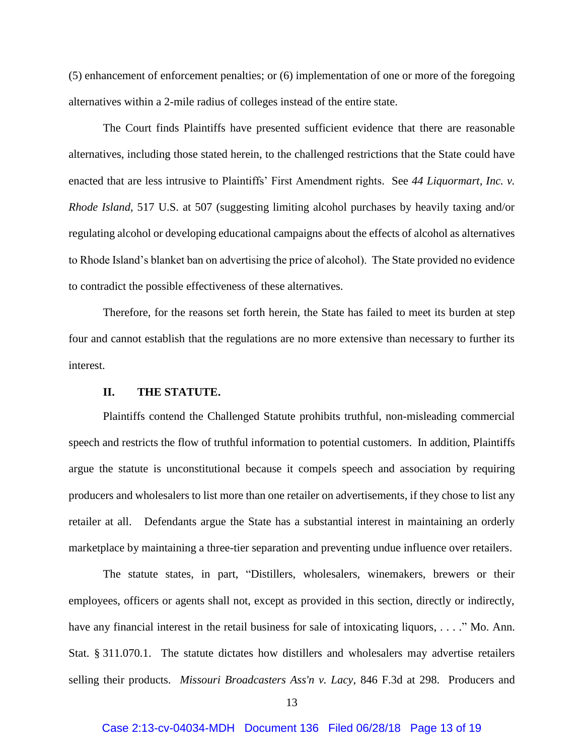(5) enhancement of enforcement penalties; or (6) implementation of one or more of the foregoing alternatives within a 2-mile radius of colleges instead of the entire state.

The Court finds Plaintiffs have presented sufficient evidence that there are reasonable alternatives, including those stated herein, to the challenged restrictions that the State could have enacted that are less intrusive to Plaintiffs' First Amendment rights. See *44 Liquormart, Inc. v. Rhode Island*, 517 U.S. at 507 (suggesting limiting alcohol purchases by heavily taxing and/or regulating alcohol or developing educational campaigns about the effects of alcohol as alternatives to Rhode Island's blanket ban on advertising the price of alcohol). The State provided no evidence to contradict the possible effectiveness of these alternatives.

Therefore, for the reasons set forth herein, the State has failed to meet its burden at step four and cannot establish that the regulations are no more extensive than necessary to further its interest.

## II. THE STATUTE.

Plaintiffs contend the Challenged Statute prohibits truthful, non-misleading commercial speech and restricts the flow of truthful information to potential customers. In addition, Plaintiffs argue the statute is unconstitutional because it compels speech and association by requiring producers and wholesalers to list more than one retailer on advertisements, if they chose to list any retailer at all. Defendants argue the State has a substantial interest in maintaining an orderly marketplace by maintaining a three-tier separation and preventing undue influence over retailers.

The statute states, in part, "Distillers, wholesalers, winemakers, brewers or their employees, officers or agents shall not, except as provided in this section, directly or indirectly, have any financial interest in the retail business for sale of intoxicating liquors, . . . ." Mo. Ann. Stat. § 311.070.1. The statute dictates how distillers and wholesalers may advertise retailers selling their products. *Missouri Broadcasters Ass'n v. Lacy*, 846 F.3d at 298. Producers and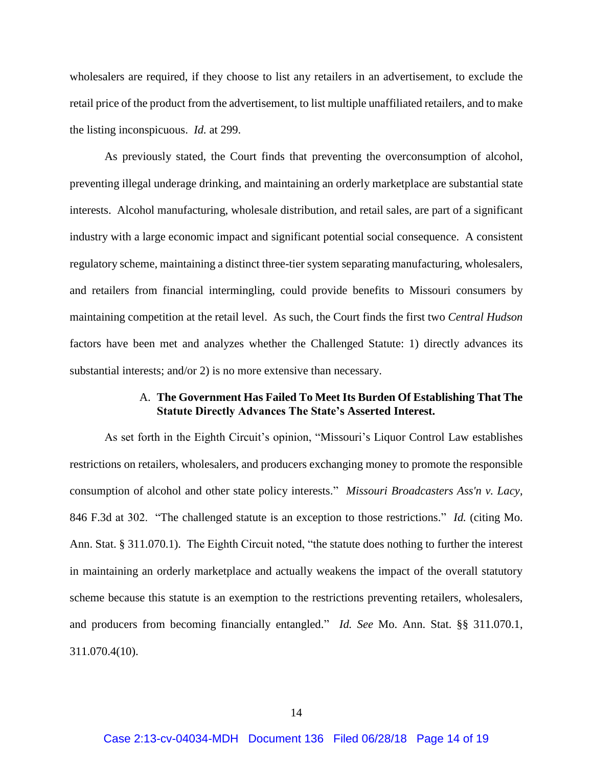wholesalers are required, if they choose to list any retailers in an advertisement, to exclude the retail price of the product from the advertisement, to list multiple unaffiliated retailers, and to make the listing inconspicuous. *Id.* at 299.

As previously stated, the Court finds that preventing the overconsumption of alcohol, preventing illegal underage drinking, and maintaining an orderly marketplace are substantial state interests. Alcohol manufacturing, wholesale distribution, and retail sales, are part of a significant industry with a large economic impact and significant potential social consequence. A consistent regulatory scheme, maintaining a distinct three-tier system separating manufacturing, wholesalers, and retailers from financial intermingling, could provide benefits to Missouri consumers by maintaining competition at the retail level. As such, the Court finds the first two *Central Hudson* factors have been met and analyzes whether the Challenged Statute: 1) directly advances its substantial interests; and/or 2) is no more extensive than necessary.

### A. The Government Has Failed To Meet Its Burden Of Establishing That The Statute Directly Advances The State's Asserted Interest.

As set forth in the Eighth Circuit's opinion, "Missouri's Liquor Control Law establishes restrictions on retailers, wholesalers, and producers exchanging money to promote the responsible consumption of alcohol and other state policy interests." *Missouri Broadcasters Ass'n v. Lacy*, 846 F.3d at 302. "The challenged statute is an exception to those restrictions." *Id.* (citing Mo. Ann. Stat. § 311.070.1). The Eighth Circuit noted, "the statute does nothing to further the interest in maintaining an orderly marketplace and actually weakens the impact of the overall statutory scheme because this statute is an exemption to the restrictions preventing retailers, wholesalers, and producers from becoming financially entangled." *Id. See* Mo. Ann. Stat. §§ 311.070.1, 311.070.4(10).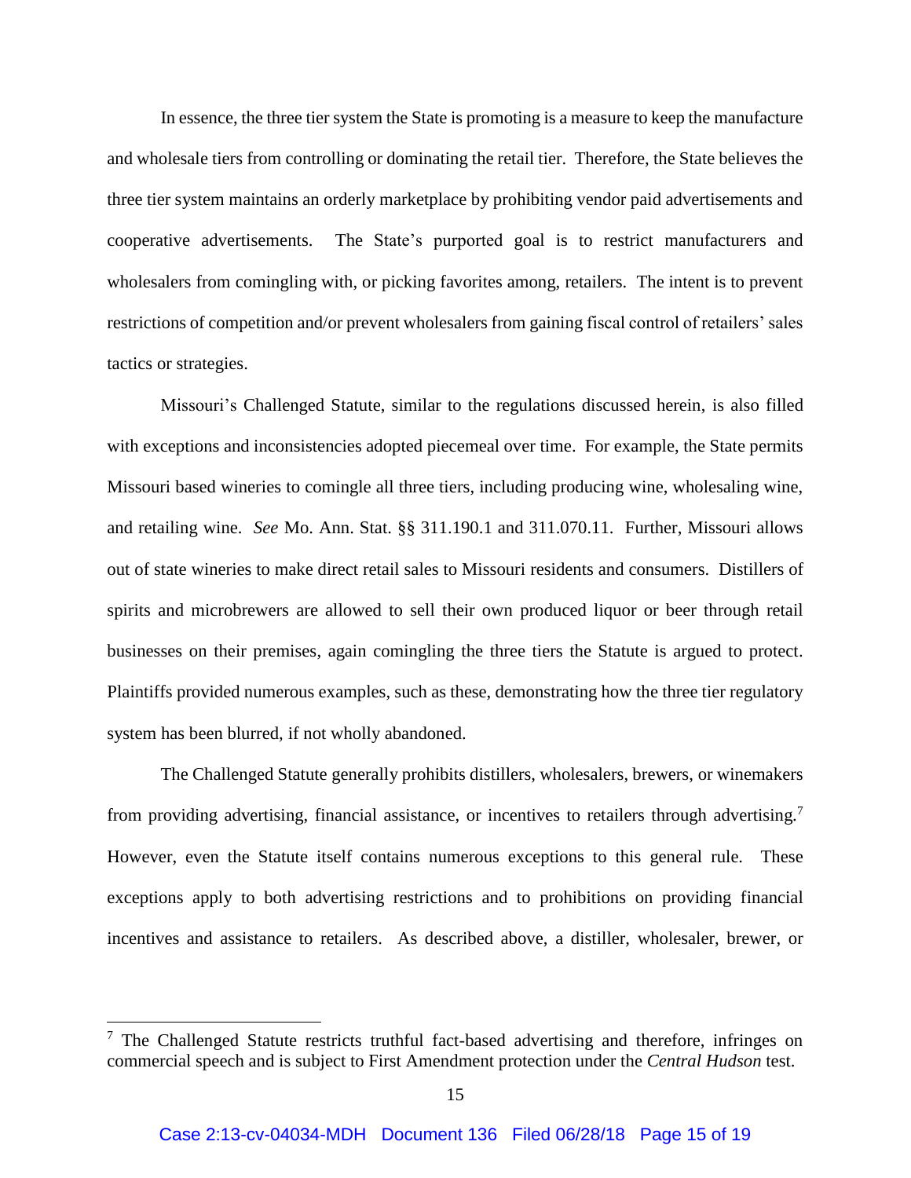In essence, the three tier system the State is promoting is a measure to keep the manufacture and wholesale tiers from controlling or dominating the retail tier. Therefore, the State believes the three tier system maintains an orderly marketplace by prohibiting vendor paid advertisements and cooperative advertisements. The State's purported goal is to restrict manufacturers and wholesalers from comingling with, or picking favorites among, retailers. The intent is to prevent restrictions of competition and/or prevent wholesalers from gaining fiscal control of retailers' sales tactics or strategies.

Missouri's Challenged Statute, similar to the regulations discussed herein, is also filled with exceptions and inconsistencies adopted piecemeal over time. For example, the State permits Missouri based wineries to comingle all three tiers, including producing wine, wholesaling wine, and retailing wine. *See* Mo. Ann. Stat. §§ 311.190.1 and 311.070.11. Further, Missouri allows out of state wineries to make direct retail sales to Missouri residents and consumers. Distillers of spirits and microbrewers are allowed to sell their own produced liquor or beer through retail businesses on their premises, again comingling the three tiers the Statute is argued to protect. Plaintiffs provided numerous examples, such as these, demonstrating how the three tier regulatory system has been blurred, if not wholly abandoned.

The Challenged Statute generally prohibits distillers, wholesalers, brewers, or winemakers from providing advertising, financial assistance, or incentives to retailers through advertising.[7] However, even the Statute itself contains numerous exceptions to this general rule. These exceptions apply to both advertising restrictions and to prohibitions on providing financial incentives and assistance to retailers. As described above, a distiller, wholesaler, brewer, or

---

[7] The Challenged Statute restricts truthful fact-based advertising and therefore, infringes on commercial speech and is subject to First Amendment protection under the *Central Hudson* test.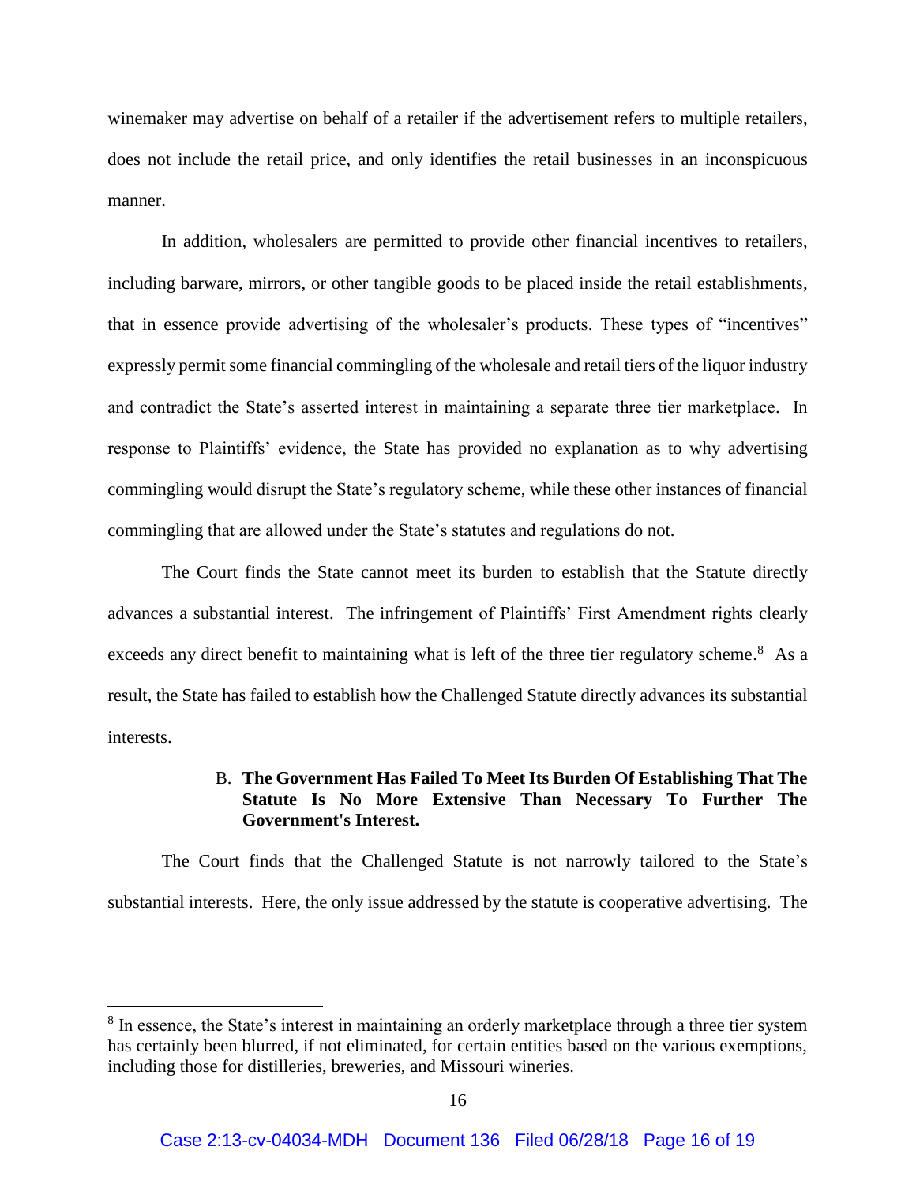winemaker may advertise on behalf of a retailer if the advertisement refers to multiple retailers, does not include the retail price, and only identifies the retail businesses in an inconspicuous manner.

In addition, wholesalers are permitted to provide other financial incentives to retailers, including barware, mirrors, or other tangible goods to be placed inside the retail establishments, that in essence provide advertising of the wholesaler's products. These types of "incentives" expressly permit some financial commingling of the wholesale and retail tiers of the liquor industry and contradict the State's asserted interest in maintaining a separate three tier marketplace. In response to Plaintiffs' evidence, the State has provided no explanation as to why advertising commingling would disrupt the State's regulatory scheme, while these other instances of financial commingling that are allowed under the State's statutes and regulations do not.

The Court finds the State cannot meet its burden to establish that the Statute directly advances a substantial interest. The infringement of Plaintiffs' First Amendment rights clearly exceeds any direct benefit to maintaining what is left of the three tier regulatory scheme.[8] As a result, the State has failed to establish how the Challenged Statute directly advances its substantial interests.

B. **The Government Has Failed To Meet Its Burden Of Establishing That The Statute Is No More Extensive Than Necessary To Further The Government's Interest.**

The Court finds that the Challenged Statute is not narrowly tailored to the State's substantial interests. Here, the only issue addressed by the statute is cooperative advertising. The

---

[8] In essence, the State's interest in maintaining an orderly marketplace through a three tier system has certainly been blurred, if not eliminated, for certain entities based on the various exemptions, including those for distilleries, breweries, and Missouri wineries.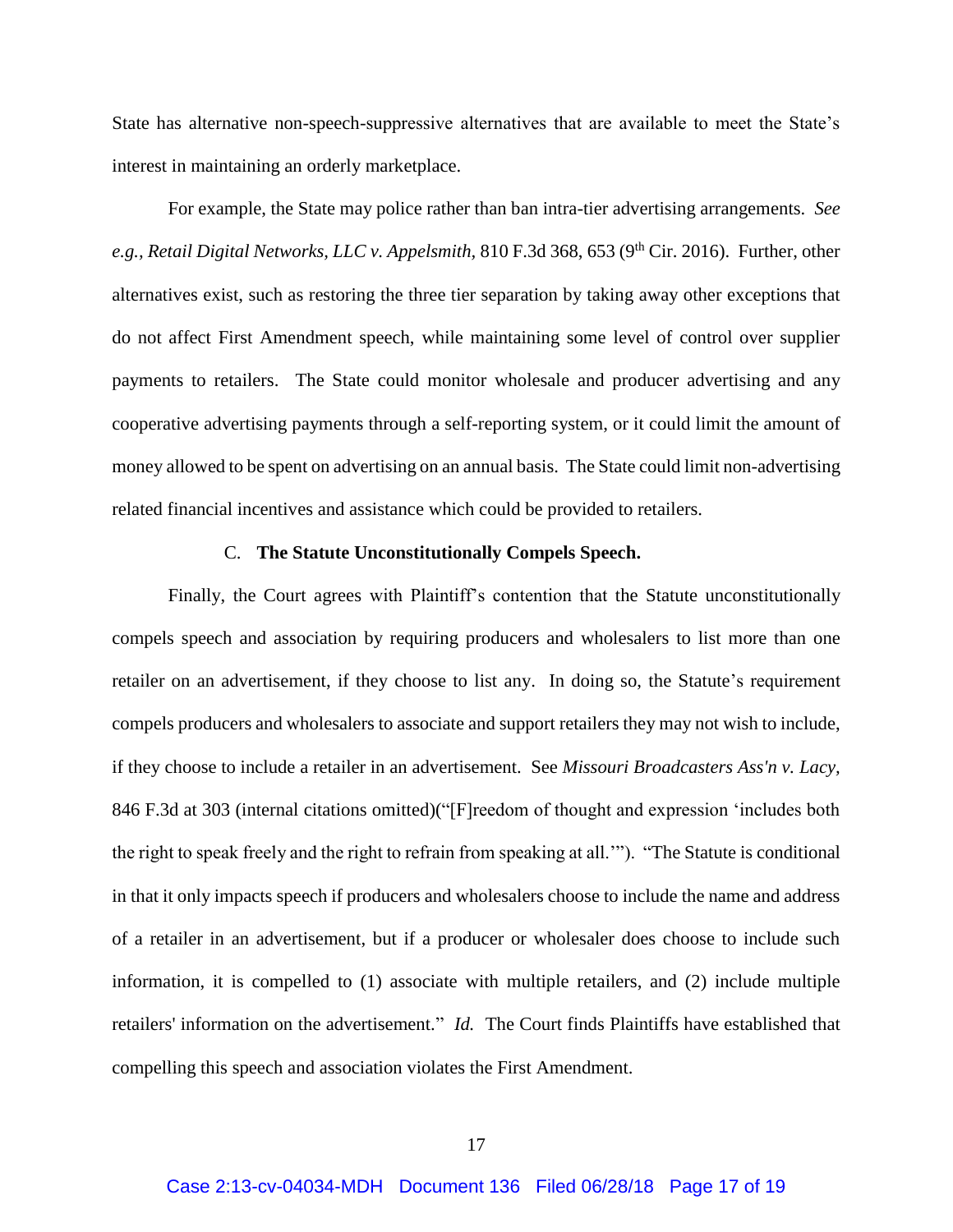State has alternative non-speech-suppressive alternatives that are available to meet the State's interest in maintaining an orderly marketplace.

For example, the State may police rather than ban intra-tier advertising arrangements. *See e.g., Retail Digital Networks, LLC v. Appelsmith,* 810 F.3d 368, 653 (9th Cir. 2016). Further, other alternatives exist, such as restoring the three tier separation by taking away other exceptions that do not affect First Amendment speech, while maintaining some level of control over supplier payments to retailers. The State could monitor wholesale and producer advertising and any cooperative advertising payments through a self-reporting system, or it could limit the amount of money allowed to be spent on advertising on an annual basis. The State could limit non-advertising related financial incentives and assistance which could be provided to retailers.

### C. **The Statute Unconstitutionally Compels Speech.**

Finally, the Court agrees with Plaintiff's contention that the Statute unconstitutionally compels speech and association by requiring producers and wholesalers to list more than one retailer on an advertisement, if they choose to list any. In doing so, the Statute's requirement compels producers and wholesalers to associate and support retailers they may not wish to include, if they choose to include a retailer in an advertisement. See *Missouri Broadcasters Ass'n v. Lacy,* 846 F.3d at 303 (internal citations omitted)("[F]reedom of thought and expression 'includes both the right to speak freely and the right to refrain from speaking at all.'"). "The Statute is conditional in that it only impacts speech if producers and wholesalers choose to include the name and address of a retailer in an advertisement, but if a producer or wholesaler does choose to include such information, it is compelled to (1) associate with multiple retailers, and (2) include multiple retailers' information on the advertisement." *Id.* The Court finds Plaintiffs have established that compelling this speech and association violates the First Amendment.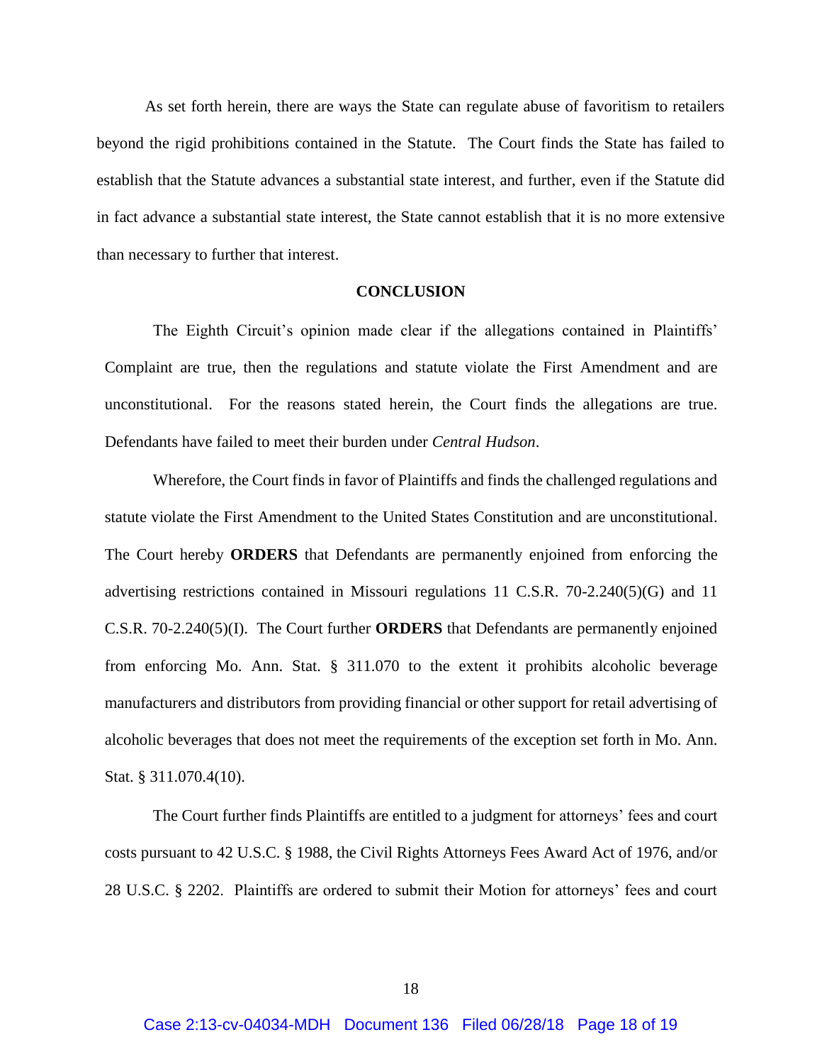As set forth herein, there are ways the State can regulate abuse of favoritism to retailers beyond the rigid prohibitions contained in the Statute. The Court finds the State has failed to establish that the Statute advances a substantial state interest, and further, even if the Statute did in fact advance a substantial state interest, the State cannot establish that it is no more extensive than necessary to further that interest.

## CONCLUSION

The Eighth Circuit's opinion made clear if the allegations contained in Plaintiffs' Complaint are true, then the regulations and statute violate the First Amendment and are unconstitutional. For the reasons stated herein, the Court finds the allegations are true. Defendants have failed to meet their burden under *Central Hudson*.

Wherefore, the Court finds in favor of Plaintiffs and finds the challenged regulations and statute violate the First Amendment to the United States Constitution and are unconstitutional. The Court hereby **ORDERS** that Defendants are permanently enjoined from enforcing the advertising restrictions contained in Missouri regulations 11 C.S.R. 70-2.240(5)(G) and 11 C.S.R. 70-2.240(5)(I). The Court further **ORDERS** that Defendants are permanently enjoined from enforcing Mo. Ann. Stat. § 311.070 to the extent it prohibits alcoholic beverage manufacturers and distributors from providing financial or other support for retail advertising of alcoholic beverages that does not meet the requirements of the exception set forth in Mo. Ann. Stat. § 311.070.4(10).

The Court further finds Plaintiffs are entitled to a judgment for attorneys' fees and court costs pursuant to 42 U.S.C. § 1988, the Civil Rights Attorneys Fees Award Act of 1976, and/or 28 U.S.C. § 2202. Plaintiffs are ordered to submit their Motion for attorneys' fees and court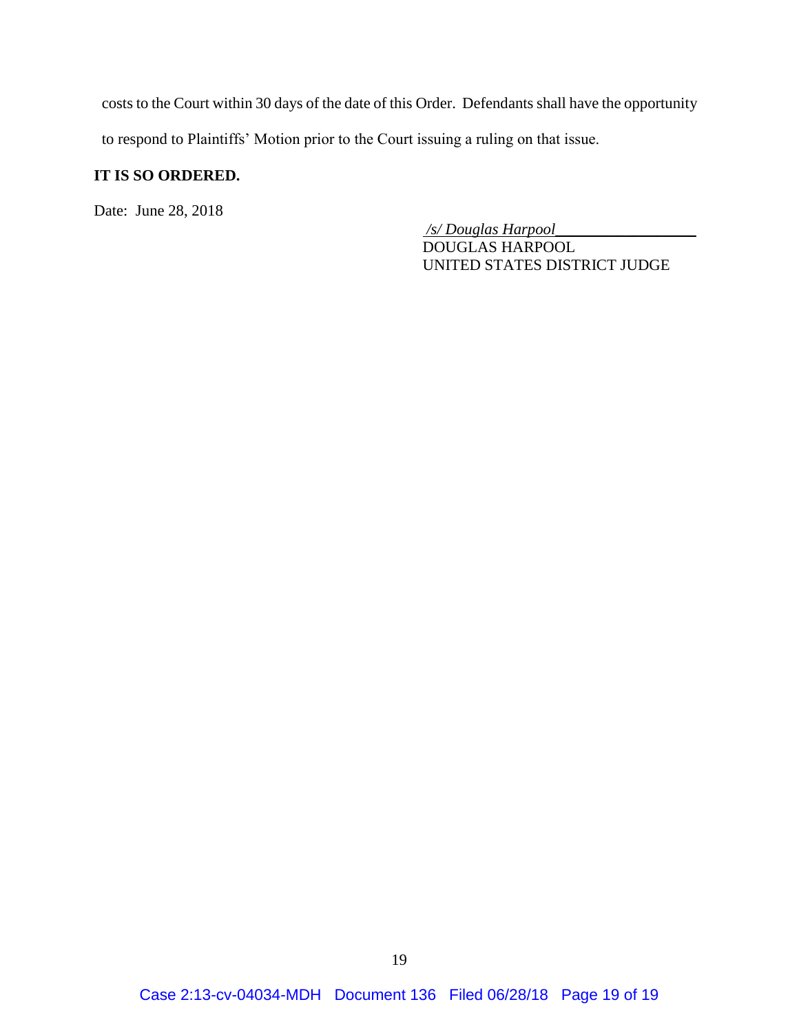costs to the Court within 30 days of the date of this Order. Defendants shall have the opportunity to respond to Plaintiffs' Motion prior to the Court issuing a ruling on that issue.

**IT IS SO ORDERED.**

Date: June 28, 2018

*/s/ Douglas Harpool*
DOUGLAS HARPOOL
UNITED STATES DISTRICT JUDGE